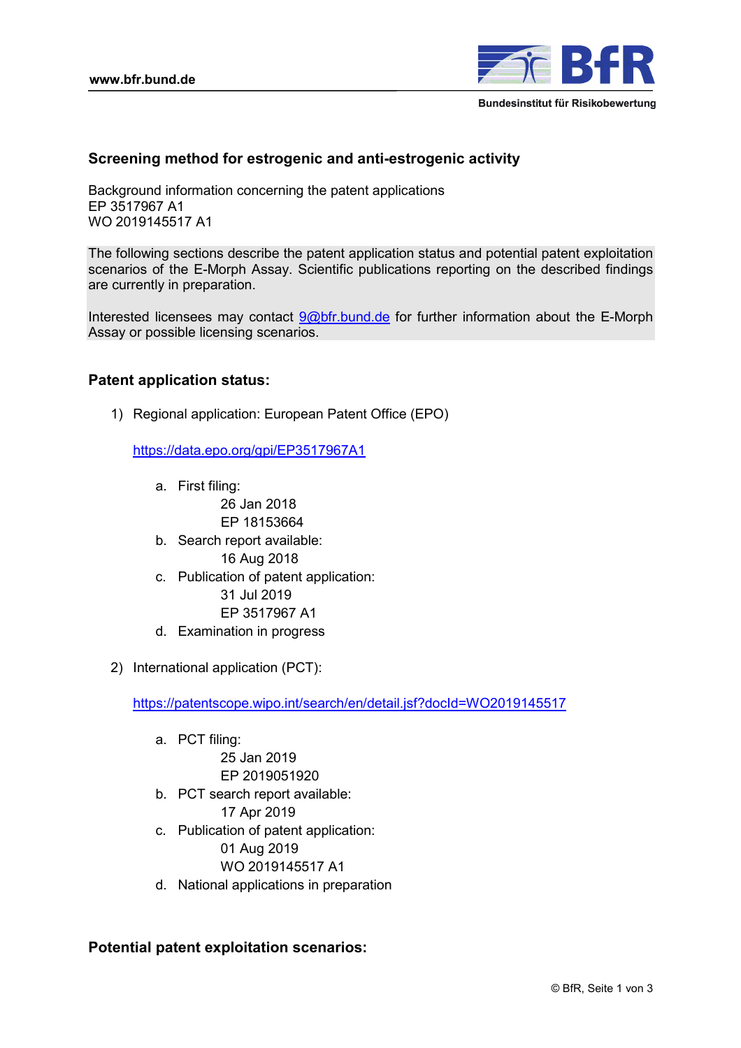## Screening method for estrogenic and anti-estrogenic activity

Background information concerning the patent applications
EP 3517967 A1
WO 2019145517 A1

The following sections describe the patent application status and potential patent exploitation scenarios of the E-Morph Assay. Scientific publications reporting on the described findings are currently in preparation.

Interested licensees may contact 9@bfr.bund.de for further information about the E-Morph Assay or possible licensing scenarios.

### Patent application status:

1) Regional application: European Patent Office (EPO)

   https://data.epo.org/gpi/EP3517967A1

   a. First filing:
      26 Jan 2018
      EP 18153664
   b. Search report available:
      16 Aug 2018
   c. Publication of patent application:
      31 Jul 2019
      EP 3517967 A1
   d. Examination in progress

2) International application (PCT):

   https://patentscope.wipo.int/search/en/detail.jsf?docId=WO2019145517

   a. PCT filing:
      25 Jan 2019
      EP 2019051920
   b. PCT search report available:
      17 Apr 2019
   c. Publication of patent application:
      01 Aug 2019
      WO 2019145517 A1
   d. National applications in preparation

### Potential patent exploitation scenarios: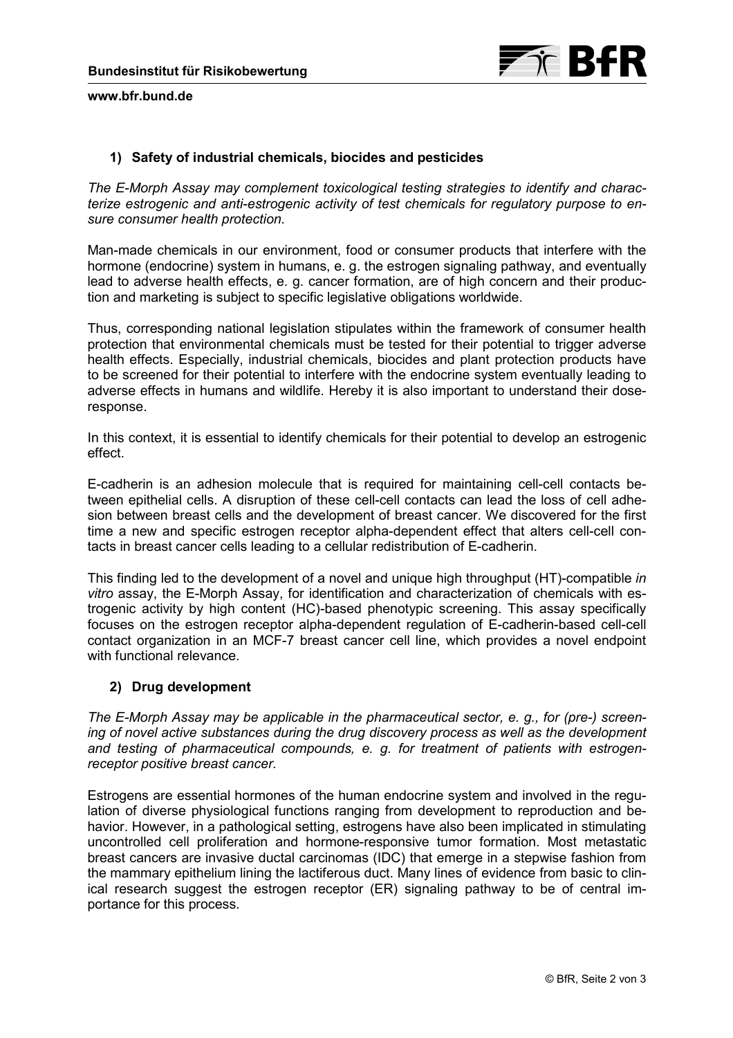## 1) Safety of industrial chemicals, biocides and pesticides

*The E-Morph Assay may complement toxicological testing strategies to identify and characterize estrogenic and anti-estrogenic activity of test chemicals for regulatory purpose to ensure consumer health protection.*

Man-made chemicals in our environment, food or consumer products that interfere with the hormone (endocrine) system in humans, e. g. the estrogen signaling pathway, and eventually lead to adverse health effects, e. g. cancer formation, are of high concern and their production and marketing is subject to specific legislative obligations worldwide.

Thus, corresponding national legislation stipulates within the framework of consumer health protection that environmental chemicals must be tested for their potential to trigger adverse health effects. Especially, industrial chemicals, biocides and plant protection products have to be screened for their potential to interfere with the endocrine system eventually leading to adverse effects in humans and wildlife. Hereby it is also important to understand their dose-response.

In this context, it is essential to identify chemicals for their potential to develop an estrogenic effect.

E-cadherin is an adhesion molecule that is required for maintaining cell-cell contacts between epithelial cells. A disruption of these cell-cell contacts can lead the loss of cell adhesion between breast cells and the development of breast cancer. We discovered for the first time a new and specific estrogen receptor alpha-dependent effect that alters cell-cell contacts in breast cancer cells leading to a cellular redistribution of E-cadherin.

This finding led to the development of a novel and unique high throughput (HT)-compatible *in vitro* assay, the E-Morph Assay, for identification and characterization of chemicals with estrogenic activity by high content (HC)-based phenotypic screening. This assay specifically focuses on the estrogen receptor alpha-dependent regulation of E-cadherin-based cell-cell contact organization in an MCF-7 breast cancer cell line, which provides a novel endpoint with functional relevance.

## 2) Drug development

*The E-Morph Assay may be applicable in the pharmaceutical sector, e. g., for (pre-) screening of novel active substances during the drug discovery process as well as the development and testing of pharmaceutical compounds, e. g. for treatment of patients with estrogen-receptor positive breast cancer.*

Estrogens are essential hormones of the human endocrine system and involved in the regulation of diverse physiological functions ranging from development to reproduction and behavior. However, in a pathological setting, estrogens have also been implicated in stimulating uncontrolled cell proliferation and hormone-responsive tumor formation. Most metastatic breast cancers are invasive ductal carcinomas (IDC) that emerge in a stepwise fashion from the mammary epithelium lining the lactiferous duct. Many lines of evidence from basic to clinical research suggest the estrogen receptor (ER) signaling pathway to be of central importance for this process.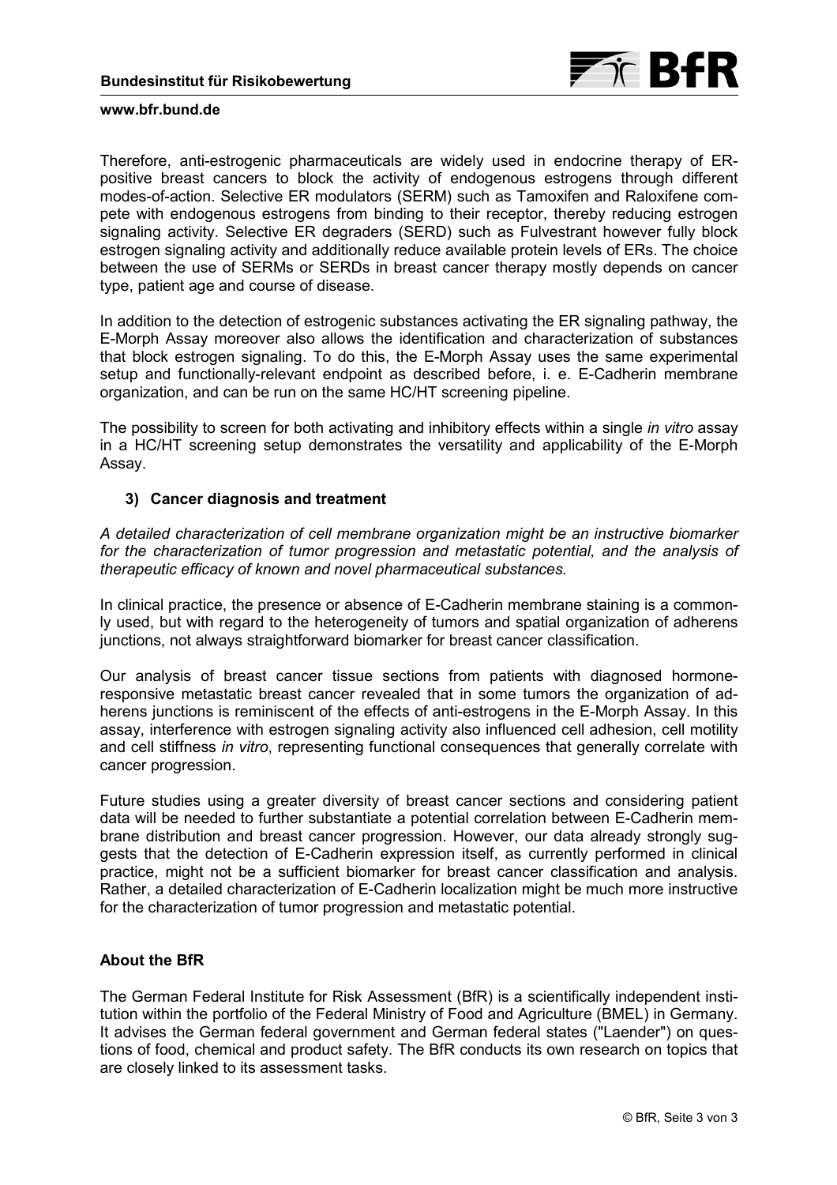Therefore, anti-estrogenic pharmaceuticals are widely used in endocrine therapy of ER-positive breast cancers to block the activity of endogenous estrogens through different modes-of-action. Selective ER modulators (SERM) such as Tamoxifen and Raloxifene compete with endogenous estrogens from binding to their receptor, thereby reducing estrogen signaling activity. Selective ER degraders (SERD) such as Fulvestrant however fully block estrogen signaling activity and additionally reduce available protein levels of ERs. The choice between the use of SERMs or SERDs in breast cancer therapy mostly depends on cancer type, patient age and course of disease.

In addition to the detection of estrogenic substances activating the ER signaling pathway, the E-Morph Assay moreover also allows the identification and characterization of substances that block estrogen signaling. To do this, the E-Morph Assay uses the same experimental setup and functionally-relevant endpoint as described before, i. e. E-Cadherin membrane organization, and can be run on the same HC/HT screening pipeline.

The possibility to screen for both activating and inhibitory effects within a single *in vitro* assay in a HC/HT screening setup demonstrates the versatility and applicability of the E-Morph Assay.

### 3) Cancer diagnosis and treatment

*A detailed characterization of cell membrane organization might be an instructive biomarker for the characterization of tumor progression and metastatic potential, and the analysis of therapeutic efficacy of known and novel pharmaceutical substances.*

In clinical practice, the presence or absence of E-Cadherin membrane staining is a commonly used, but with regard to the heterogeneity of tumors and spatial organization of adherens junctions, not always straightforward biomarker for breast cancer classification.

Our analysis of breast cancer tissue sections from patients with diagnosed hormone-responsive metastatic breast cancer revealed that in some tumors the organization of adherens junctions is reminiscent of the effects of anti-estrogens in the E-Morph Assay. In this assay, interference with estrogen signaling activity also influenced cell adhesion, cell motility and cell stiffness *in vitro*, representing functional consequences that generally correlate with cancer progression.

Future studies using a greater diversity of breast cancer sections and considering patient data will be needed to further substantiate a potential correlation between E-Cadherin membrane distribution and breast cancer progression. However, our data already strongly suggests that the detection of E-Cadherin expression itself, as currently performed in clinical practice, might not be a sufficient biomarker for breast cancer classification and analysis. Rather, a detailed characterization of E-Cadherin localization might be much more instructive for the characterization of tumor progression and metastatic potential.

## About the BfR

The German Federal Institute for Risk Assessment (BfR) is a scientifically independent institution within the portfolio of the Federal Ministry of Food and Agriculture (BMEL) in Germany. It advises the German federal government and German federal states ("Laender") on questions of food, chemical and product safety. The BfR conducts its own research on topics that are closely linked to its assessment tasks.